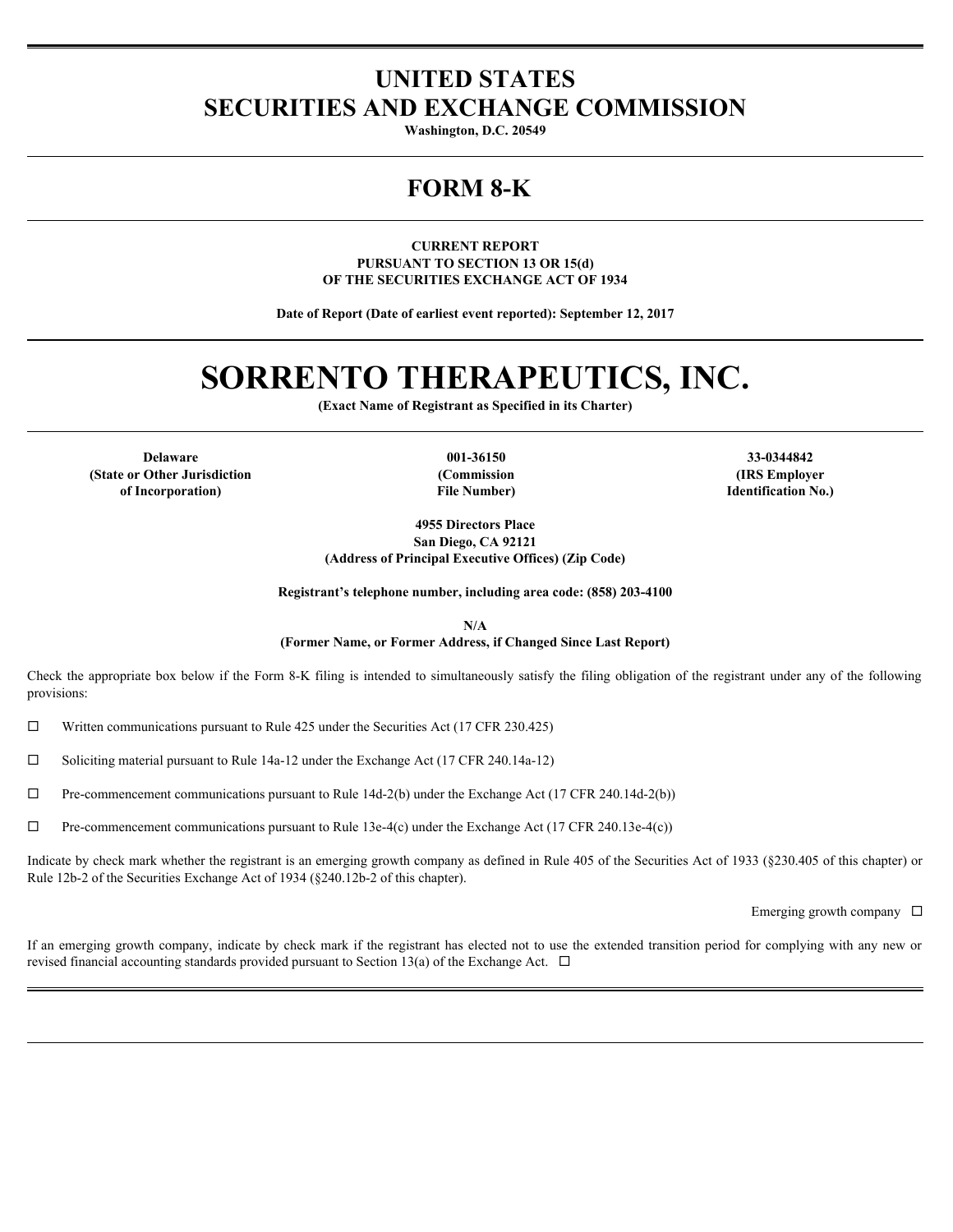# UNITED STATES
# SECURITIES AND EXCHANGE COMMISSION

**Washington, D.C. 20549**

---

# FORM 8-K

---

**CURRENT REPORT**
**PURSUANT TO SECTION 13 OR 15(d)**
**OF THE SECURITIES EXCHANGE ACT OF 1934**

**Date of Report (Date of earliest event reported): September 12, 2017**

---

# SORRENTO THERAPEUTICS, INC.

**(Exact Name of Registrant as Specified in its Charter)**

---

| **Delaware** | **001-36150** | **33-0344842** |
|---|---|---|
| **(State or Other Jurisdiction of Incorporation)** | **(Commission File Number)** | **(IRS Employer Identification No.)** |

**4955 Directors Place**
**San Diego, CA 92121**
**(Address of Principal Executive Offices) (Zip Code)**

**Registrant's telephone number, including area code: (858) 203-4100**

**N/A**
**(Former Name, or Former Address, if Changed Since Last Report)**

Check the appropriate box below if the Form 8-K filing is intended to simultaneously satisfy the filing obligation of the registrant under any of the following provisions:

☐ Written communications pursuant to Rule 425 under the Securities Act (17 CFR 230.425)

☐ Soliciting material pursuant to Rule 14a-12 under the Exchange Act (17 CFR 240.14a-12)

☐ Pre-commencement communications pursuant to Rule 14d-2(b) under the Exchange Act (17 CFR 240.14d-2(b))

☐ Pre-commencement communications pursuant to Rule 13e-4(c) under the Exchange Act (17 CFR 240.13e-4(c))

Indicate by check mark whether the registrant is an emerging growth company as defined in Rule 405 of the Securities Act of 1933 (§230.405 of this chapter) or Rule 12b-2 of the Securities Exchange Act of 1934 (§240.12b-2 of this chapter).

Emerging growth company ☐

If an emerging growth company, indicate by check mark if the registrant has elected not to use the extended transition period for complying with any new or revised financial accounting standards provided pursuant to Section 13(a) of the Exchange Act. ☐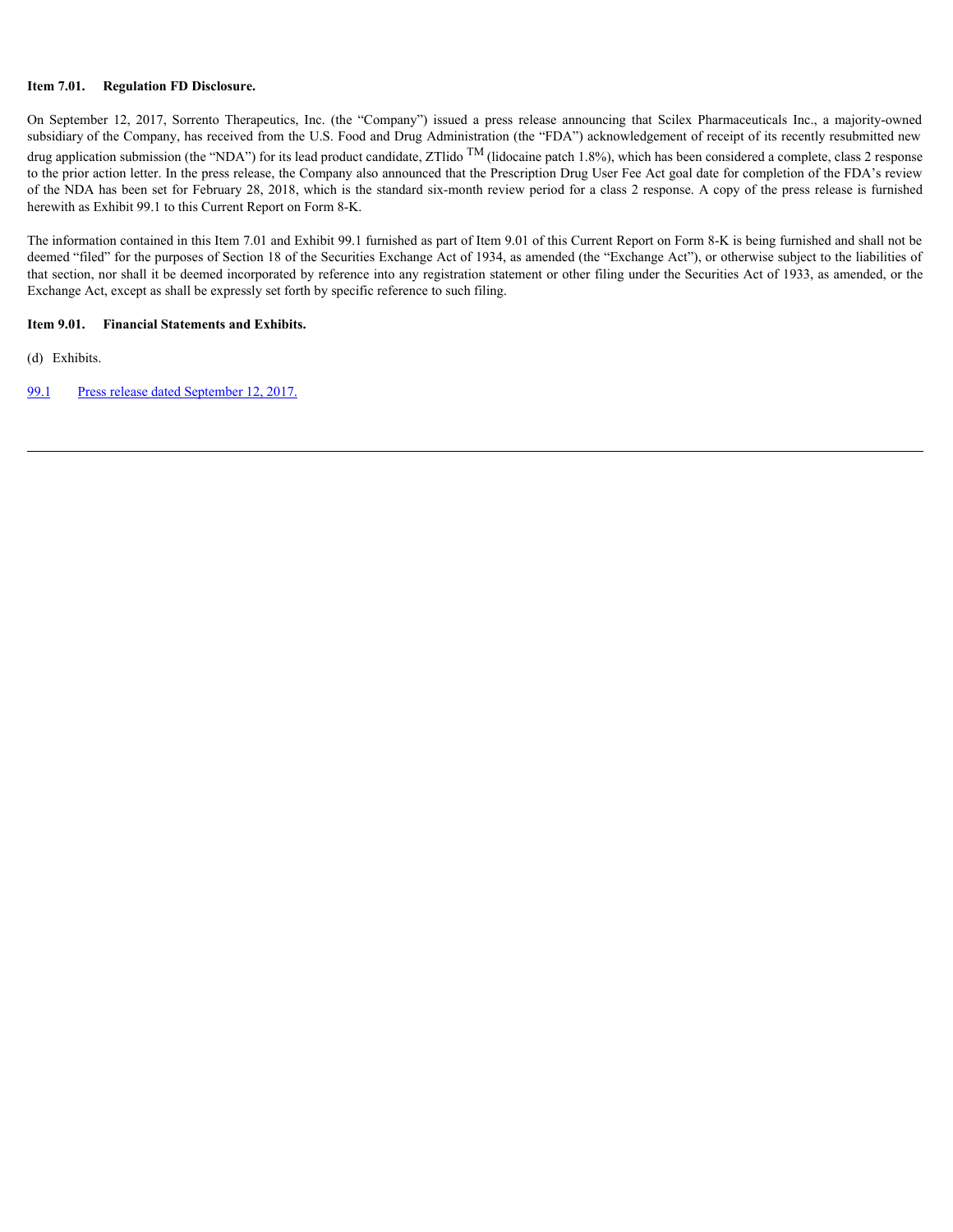**Item 7.01. Regulation FD Disclosure.**

On September 12, 2017, Sorrento Therapeutics, Inc. (the "Company") issued a press release announcing that Scilex Pharmaceuticals Inc., a majority-owned subsidiary of the Company, has received from the U.S. Food and Drug Administration (the "FDA") acknowledgement of receipt of its recently resubmitted new drug application submission (the "NDA") for its lead product candidate, ZTlido TM (lidocaine patch 1.8%), which has been considered a complete, class 2 response to the prior action letter. In the press release, the Company also announced that the Prescription Drug User Fee Act goal date for completion of the FDA's review of the NDA has been set for February 28, 2018, which is the standard six-month review period for a class 2 response. A copy of the press release is furnished herewith as Exhibit 99.1 to this Current Report on Form 8-K.

The information contained in this Item 7.01 and Exhibit 99.1 furnished as part of Item 9.01 of this Current Report on Form 8-K is being furnished and shall not be deemed "filed" for the purposes of Section 18 of the Securities Exchange Act of 1934, as amended (the "Exchange Act"), or otherwise subject to the liabilities of that section, nor shall it be deemed incorporated by reference into any registration statement or other filing under the Securities Act of 1933, as amended, or the Exchange Act, except as shall be expressly set forth by specific reference to such filing.

**Item 9.01. Financial Statements and Exhibits.**

(d) Exhibits.

99.1 Press release dated September 12, 2017.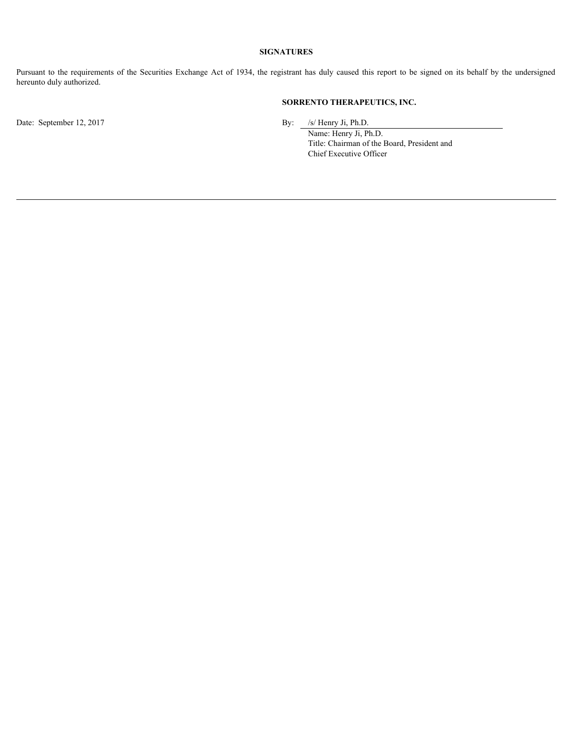**SIGNATURES**

Pursuant to the requirements of the Securities Exchange Act of 1934, the registrant has duly caused this report to be signed on its behalf by the undersigned hereunto duly authorized.

**SORRENTO THERAPEUTICS, INC.**

Date: September 12, 2017

By: /s/ Henry Ji, Ph.D.
Name: Henry Ji, Ph.D.
Title: Chairman of the Board, President and Chief Executive Officer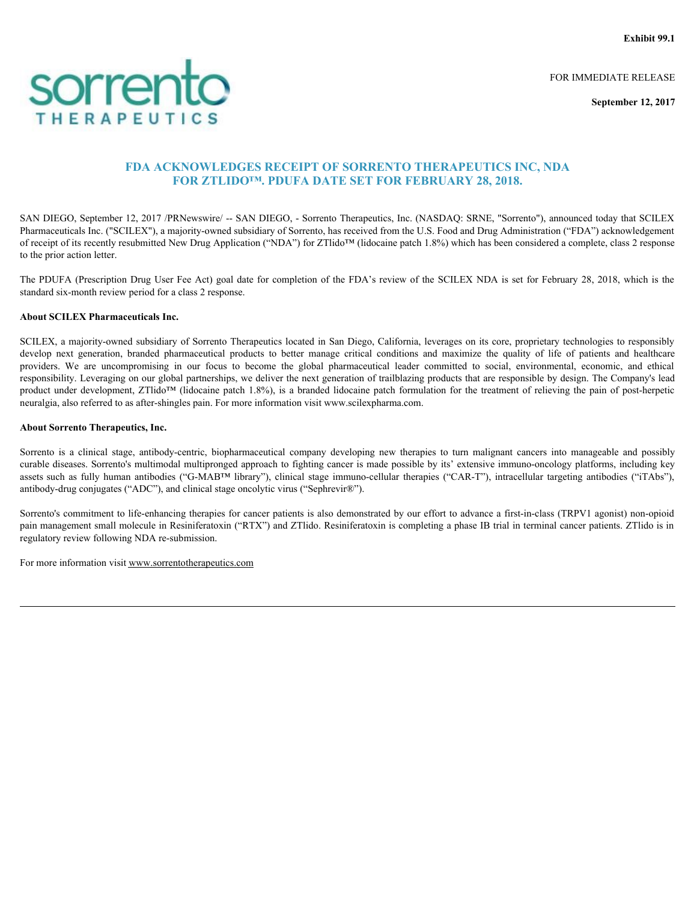**Exhibit 99.1**

FOR IMMEDIATE RELEASE

**September 12, 2017**

# FDA ACKNOWLEDGES RECEIPT OF SORRENTO THERAPEUTICS INC, NDA FOR ZTLIDO™. PDUFA DATE SET FOR FEBRUARY 28, 2018.

SAN DIEGO, September 12, 2017 /PRNewswire/ -- SAN DIEGO, - Sorrento Therapeutics, Inc. (NASDAQ: SRNE, "Sorrento"), announced today that SCILEX Pharmaceuticals Inc. ("SCILEX"), a majority-owned subsidiary of Sorrento, has received from the U.S. Food and Drug Administration ("FDA") acknowledgement of receipt of its recently resubmitted New Drug Application ("NDA") for ZTlido™ (lidocaine patch 1.8%) which has been considered a complete, class 2 response to the prior action letter.

The PDUFA (Prescription Drug User Fee Act) goal date for completion of the FDA's review of the SCILEX NDA is set for February 28, 2018, which is the standard six-month review period for a class 2 response.

**About SCILEX Pharmaceuticals Inc.**

SCILEX, a majority-owned subsidiary of Sorrento Therapeutics located in San Diego, California, leverages on its core, proprietary technologies to responsibly develop next generation, branded pharmaceutical products to better manage critical conditions and maximize the quality of life of patients and healthcare providers. We are uncompromising in our focus to become the global pharmaceutical leader committed to social, environmental, economic, and ethical responsibility. Leveraging on our global partnerships, we deliver the next generation of trailblazing products that are responsible by design. The Company's lead product under development, ZTlido™ (lidocaine patch 1.8%), is a branded lidocaine patch formulation for the treatment of relieving the pain of post-herpetic neuralgia, also referred to as after-shingles pain. For more information visit www.scilexpharma.com.

**About Sorrento Therapeutics, Inc.**

Sorrento is a clinical stage, antibody-centric, biopharmaceutical company developing new therapies to turn malignant cancers into manageable and possibly curable diseases. Sorrento's multimodal multipronged approach to fighting cancer is made possible by its' extensive immuno-oncology platforms, including key assets such as fully human antibodies ("G-MAB™ library"), clinical stage immuno-cellular therapies ("CAR-T"), intracellular targeting antibodies ("iTAbs"), antibody-drug conjugates ("ADC"), and clinical stage oncolytic virus ("Sephrevir®").

Sorrento's commitment to life-enhancing therapies for cancer patients is also demonstrated by our effort to advance a first-in-class (TRPV1 agonist) non-opioid pain management small molecule in Resiniferatoxin ("RTX") and ZTlido. Resiniferatoxin is completing a phase IB trial in terminal cancer patients. ZTlido is in regulatory review following NDA re-submission.

For more information visit www.sorrentotherapeutics.com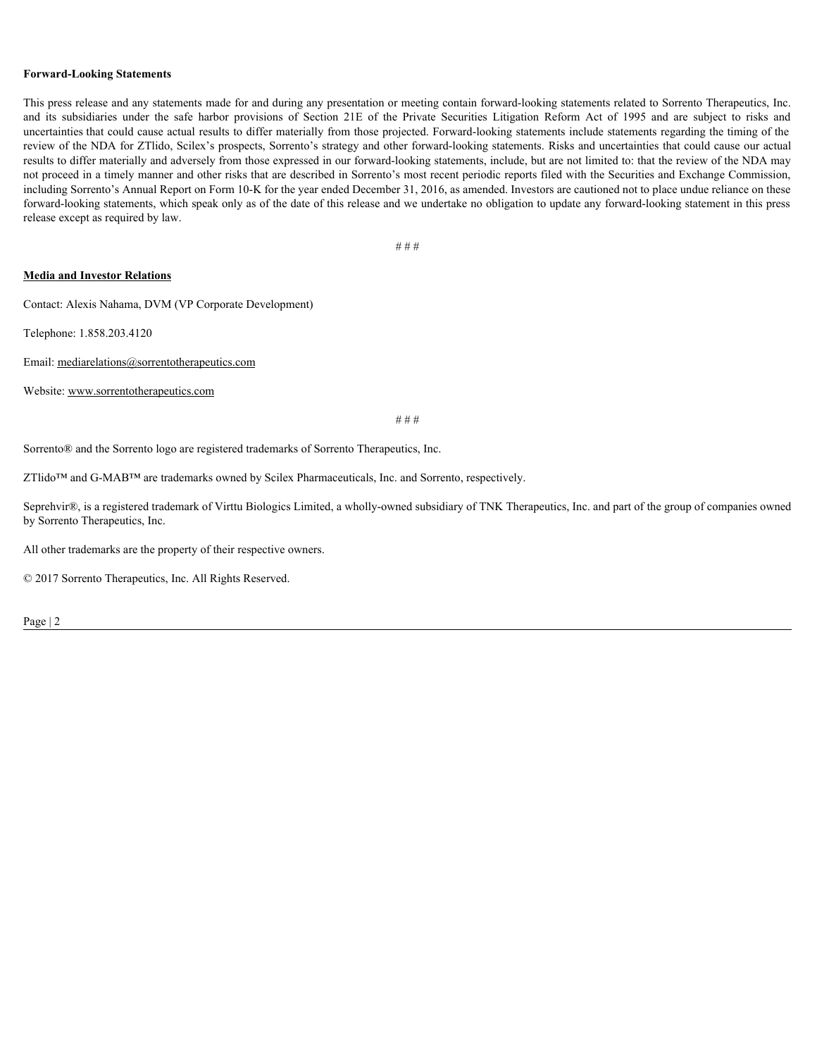**Forward-Looking Statements**

This press release and any statements made for and during any presentation or meeting contain forward-looking statements related to Sorrento Therapeutics, Inc. and its subsidiaries under the safe harbor provisions of Section 21E of the Private Securities Litigation Reform Act of 1995 and are subject to risks and uncertainties that could cause actual results to differ materially from those projected. Forward-looking statements include statements regarding the timing of the review of the NDA for ZTlido, Scilex's prospects, Sorrento's strategy and other forward-looking statements. Risks and uncertainties that could cause our actual results to differ materially and adversely from those expressed in our forward-looking statements, include, but are not limited to: that the review of the NDA may not proceed in a timely manner and other risks that are described in Sorrento's most recent periodic reports filed with the Securities and Exchange Commission, including Sorrento's Annual Report on Form 10-K for the year ended December 31, 2016, as amended. Investors are cautioned not to place undue reliance on these forward-looking statements, which speak only as of the date of this release and we undertake no obligation to update any forward-looking statement in this press release except as required by law.

# # #

**Media and Investor Relations**

Contact: Alexis Nahama, DVM (VP Corporate Development)

Telephone: 1.858.203.4120

Email: mediarelations@sorrentotherapeutics.com

Website: www.sorrentotherapeutics.com

# # #

Sorrento® and the Sorrento logo are registered trademarks of Sorrento Therapeutics, Inc.

ZTlido™ and G-MAB™ are trademarks owned by Scilex Pharmaceuticals, Inc. and Sorrento, respectively.

Seprehvir®, is a registered trademark of Virttu Biologics Limited, a wholly-owned subsidiary of TNK Therapeutics, Inc. and part of the group of companies owned by Sorrento Therapeutics, Inc.

All other trademarks are the property of their respective owners.

© 2017 Sorrento Therapeutics, Inc. All Rights Reserved.